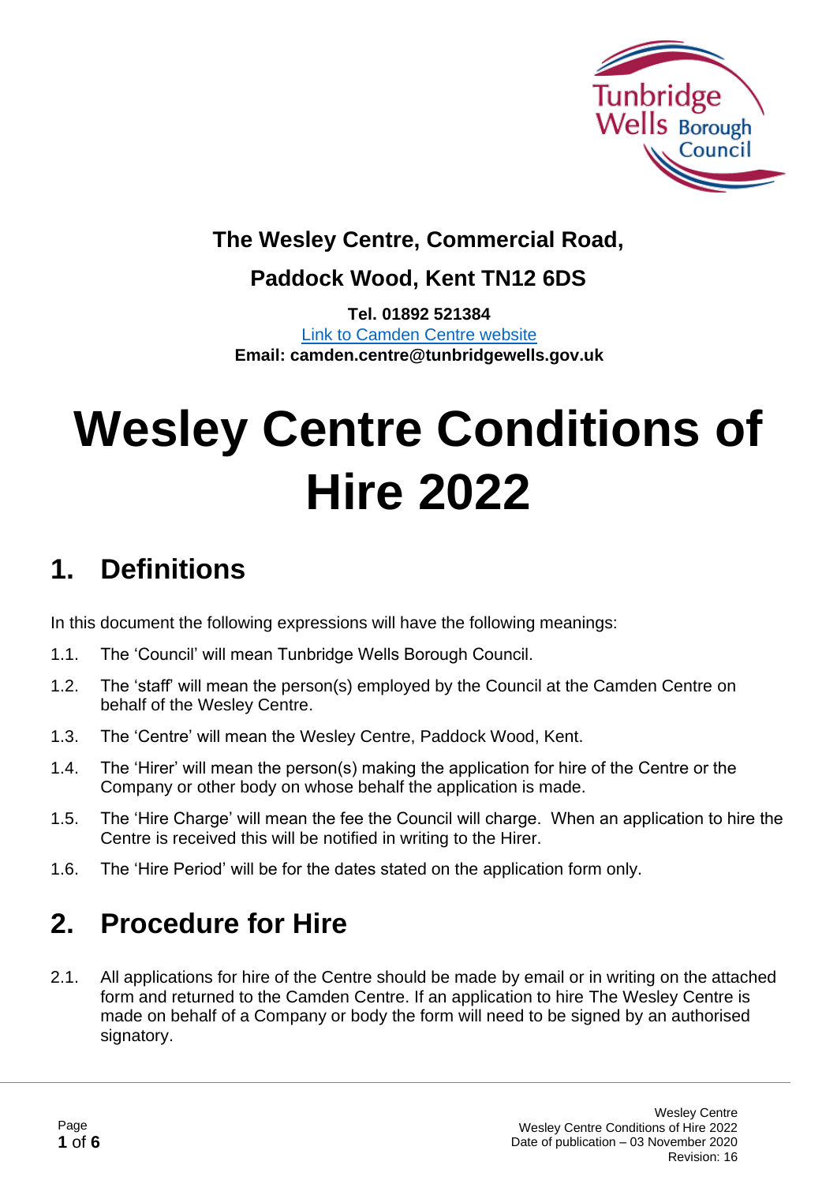**The Wesley Centre, Commercial Road,**

**Paddock Wood, Kent TN12 6DS**

**Tel. 01892 521384**

Link to Camden Centre website

**Email: camden.centre@tunbridgewells.gov.uk**

# Wesley Centre Conditions of Hire 2022

## 1. Definitions

In this document the following expressions will have the following meanings:

1.1. The 'Council' will mean Tunbridge Wells Borough Council.

1.2. The 'staff' will mean the person(s) employed by the Council at the Camden Centre on behalf of the Wesley Centre.

1.3. The 'Centre' will mean the Wesley Centre, Paddock Wood, Kent.

1.4. The 'Hirer' will mean the person(s) making the application for hire of the Centre or the Company or other body on whose behalf the application is made.

1.5. The 'Hire Charge' will mean the fee the Council will charge. When an application to hire the Centre is received this will be notified in writing to the Hirer.

1.6. The 'Hire Period' will be for the dates stated on the application form only.

## 2. Procedure for Hire

2.1. All applications for hire of the Centre should be made by email or in writing on the attached form and returned to the Camden Centre. If an application to hire The Wesley Centre is made on behalf of a Company or body the form will need to be signed by an authorised signatory.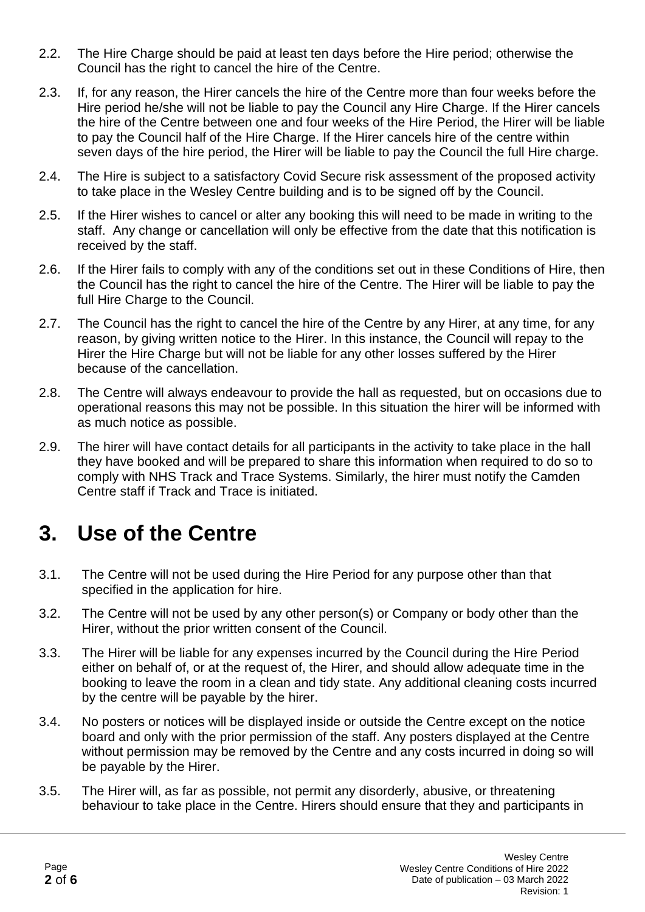2.2. The Hire Charge should be paid at least ten days before the Hire period; otherwise the Council has the right to cancel the hire of the Centre.

2.3. If, for any reason, the Hirer cancels the hire of the Centre more than four weeks before the Hire period he/she will not be liable to pay the Council any Hire Charge. If the Hirer cancels the hire of the Centre between one and four weeks of the Hire Period, the Hirer will be liable to pay the Council half of the Hire Charge. If the Hirer cancels hire of the centre within seven days of the hire period, the Hirer will be liable to pay the Council the full Hire charge.

2.4. The Hire is subject to a satisfactory Covid Secure risk assessment of the proposed activity to take place in the Wesley Centre building and is to be signed off by the Council.

2.5. If the Hirer wishes to cancel or alter any booking this will need to be made in writing to the staff. Any change or cancellation will only be effective from the date that this notification is received by the staff.

2.6. If the Hirer fails to comply with any of the conditions set out in these Conditions of Hire, then the Council has the right to cancel the hire of the Centre. The Hirer will be liable to pay the full Hire Charge to the Council.

2.7. The Council has the right to cancel the hire of the Centre by any Hirer, at any time, for any reason, by giving written notice to the Hirer. In this instance, the Council will repay to the Hirer the Hire Charge but will not be liable for any other losses suffered by the Hirer because of the cancellation.

2.8. The Centre will always endeavour to provide the hall as requested, but on occasions due to operational reasons this may not be possible. In this situation the hirer will be informed with as much notice as possible.

2.9. The hirer will have contact details for all participants in the activity to take place in the hall they have booked and will be prepared to share this information when required to do so to comply with NHS Track and Trace Systems. Similarly, the hirer must notify the Camden Centre staff if Track and Trace is initiated.

# 3. Use of the Centre

3.1. The Centre will not be used during the Hire Period for any purpose other than that specified in the application for hire.

3.2. The Centre will not be used by any other person(s) or Company or body other than the Hirer, without the prior written consent of the Council.

3.3. The Hirer will be liable for any expenses incurred by the Council during the Hire Period either on behalf of, or at the request of, the Hirer, and should allow adequate time in the booking to leave the room in a clean and tidy state. Any additional cleaning costs incurred by the centre will be payable by the hirer.

3.4. No posters or notices will be displayed inside or outside the Centre except on the notice board and only with the prior permission of the staff. Any posters displayed at the Centre without permission may be removed by the Centre and any costs incurred in doing so will be payable by the Hirer.

3.5. The Hirer will, as far as possible, not permit any disorderly, abusive, or threatening behaviour to take place in the Centre. Hirers should ensure that they and participants in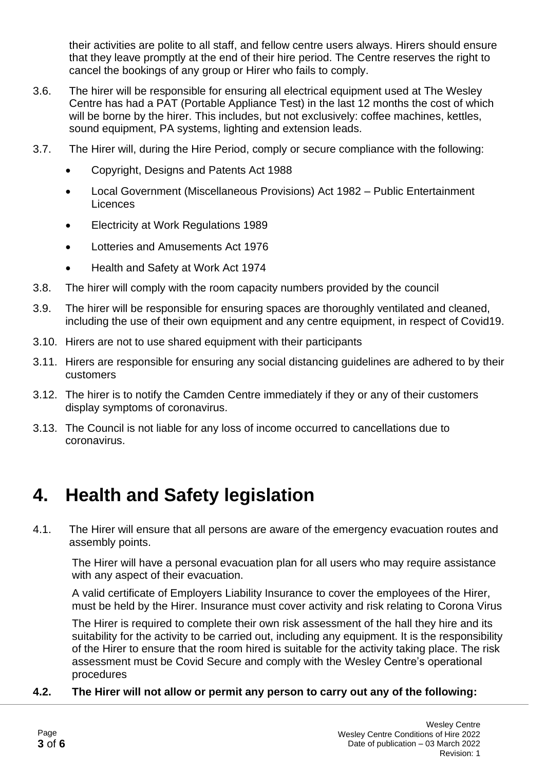their activities are polite to all staff, and fellow centre users always. Hirers should ensure that they leave promptly at the end of their hire period. The Centre reserves the right to cancel the bookings of any group or Hirer who fails to comply.

3.6. The hirer will be responsible for ensuring all electrical equipment used at The Wesley Centre has had a PAT (Portable Appliance Test) in the last 12 months the cost of which will be borne by the hirer. This includes, but not exclusively: coffee machines, kettles, sound equipment, PA systems, lighting and extension leads.

3.7. The Hirer will, during the Hire Period, comply or secure compliance with the following:

- Copyright, Designs and Patents Act 1988
- Local Government (Miscellaneous Provisions) Act 1982 – Public Entertainment Licences
- Electricity at Work Regulations 1989
- Lotteries and Amusements Act 1976
- Health and Safety at Work Act 1974

3.8. The hirer will comply with the room capacity numbers provided by the council

3.9. The hirer will be responsible for ensuring spaces are thoroughly ventilated and cleaned, including the use of their own equipment and any centre equipment, in respect of Covid19.

3.10. Hirers are not to use shared equipment with their participants

3.11. Hirers are responsible for ensuring any social distancing guidelines are adhered to by their customers

3.12. The hirer is to notify the Camden Centre immediately if they or any of their customers display symptoms of coronavirus.

3.13. The Council is not liable for any loss of income occurred to cancellations due to coronavirus.

# 4. Health and Safety legislation

4.1. The Hirer will ensure that all persons are aware of the emergency evacuation routes and assembly points.

The Hirer will have a personal evacuation plan for all users who may require assistance with any aspect of their evacuation.

A valid certificate of Employers Liability Insurance to cover the employees of the Hirer, must be held by the Hirer. Insurance must cover activity and risk relating to Corona Virus

The Hirer is required to complete their own risk assessment of the hall they hire and its suitability for the activity to be carried out, including any equipment. It is the responsibility of the Hirer to ensure that the room hired is suitable for the activity taking place. The risk assessment must be Covid Secure and comply with the Wesley Centre's operational procedures

**4.2. The Hirer will not allow or permit any person to carry out any of the following:**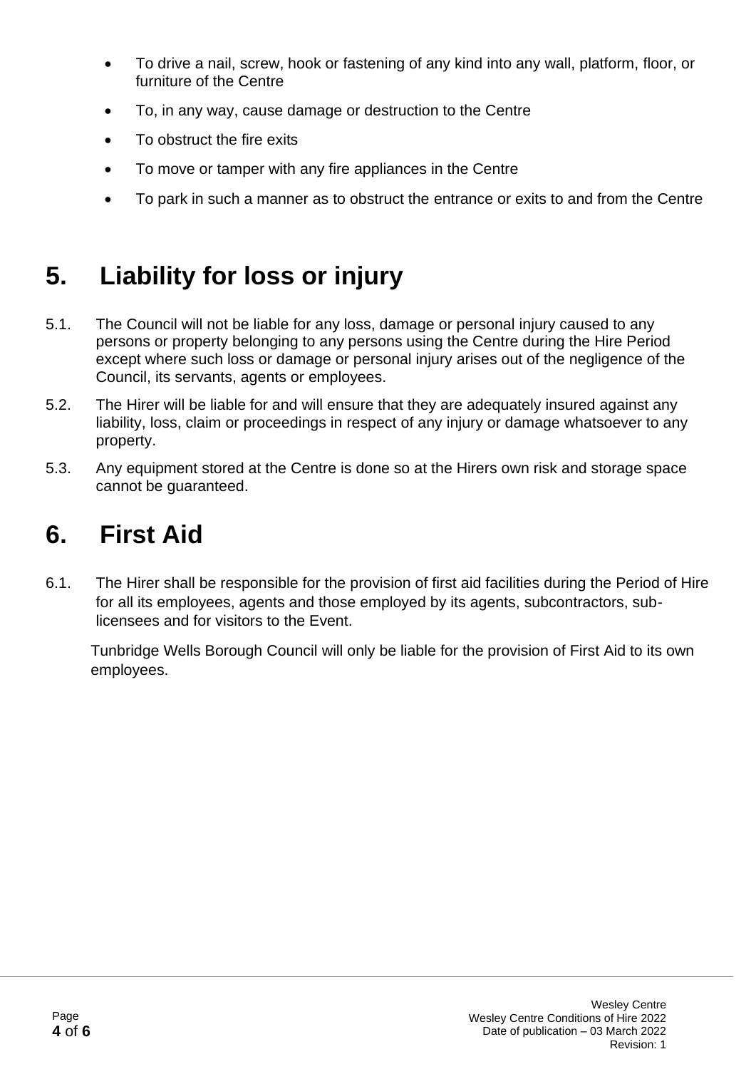- To drive a nail, screw, hook or fastening of any kind into any wall, platform, floor, or furniture of the Centre
- To, in any way, cause damage or destruction to the Centre
- To obstruct the fire exits
- To move or tamper with any fire appliances in the Centre
- To park in such a manner as to obstruct the entrance or exits to and from the Centre

# 5. Liability for loss or injury

5.1. The Council will not be liable for any loss, damage or personal injury caused to any persons or property belonging to any persons using the Centre during the Hire Period except where such loss or damage or personal injury arises out of the negligence of the Council, its servants, agents or employees.

5.2. The Hirer will be liable for and will ensure that they are adequately insured against any liability, loss, claim or proceedings in respect of any injury or damage whatsoever to any property.

5.3. Any equipment stored at the Centre is done so at the Hirers own risk and storage space cannot be guaranteed.

# 6. First Aid

6.1. The Hirer shall be responsible for the provision of first aid facilities during the Period of Hire for all its employees, agents and those employed by its agents, subcontractors, sub-licensees and for visitors to the Event.

Tunbridge Wells Borough Council will only be liable for the provision of First Aid to its own employees.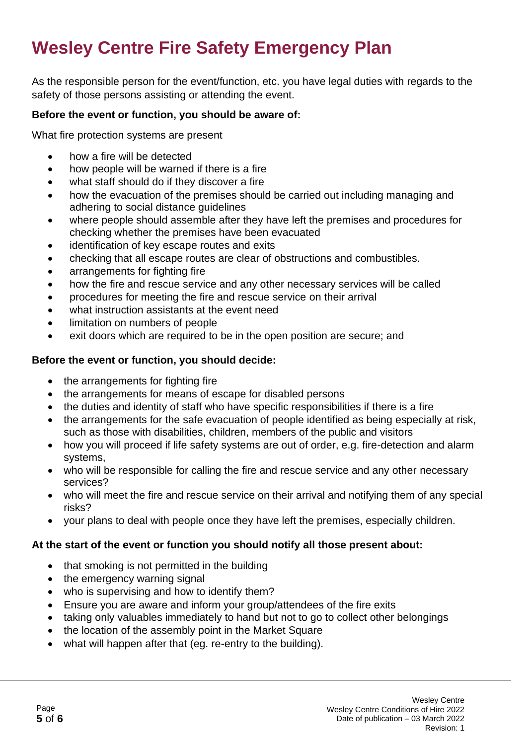# Wesley Centre Fire Safety Emergency Plan

As the responsible person for the event/function, etc. you have legal duties with regards to the safety of those persons assisting or attending the event.

**Before the event or function, you should be aware of:**

What fire protection systems are present

- how a fire will be detected
- how people will be warned if there is a fire
- what staff should do if they discover a fire
- how the evacuation of the premises should be carried out including managing and adhering to social distance guidelines
- where people should assemble after they have left the premises and procedures for checking whether the premises have been evacuated
- identification of key escape routes and exits
- checking that all escape routes are clear of obstructions and combustibles.
- arrangements for fighting fire
- how the fire and rescue service and any other necessary services will be called
- procedures for meeting the fire and rescue service on their arrival
- what instruction assistants at the event need
- limitation on numbers of people
- exit doors which are required to be in the open position are secure; and

**Before the event or function, you should decide:**

- the arrangements for fighting fire
- the arrangements for means of escape for disabled persons
- the duties and identity of staff who have specific responsibilities if there is a fire
- the arrangements for the safe evacuation of people identified as being especially at risk, such as those with disabilities, children, members of the public and visitors
- how you will proceed if life safety systems are out of order, e.g. fire-detection and alarm systems,
- who will be responsible for calling the fire and rescue service and any other necessary services?
- who will meet the fire and rescue service on their arrival and notifying them of any special risks?
- your plans to deal with people once they have left the premises, especially children.

**At the start of the event or function you should notify all those present about:**

- that smoking is not permitted in the building
- the emergency warning signal
- who is supervising and how to identify them?
- Ensure you are aware and inform your group/attendees of the fire exits
- taking only valuables immediately to hand but not to go to collect other belongings
- the location of the assembly point in the Market Square
- what will happen after that (eg. re-entry to the building).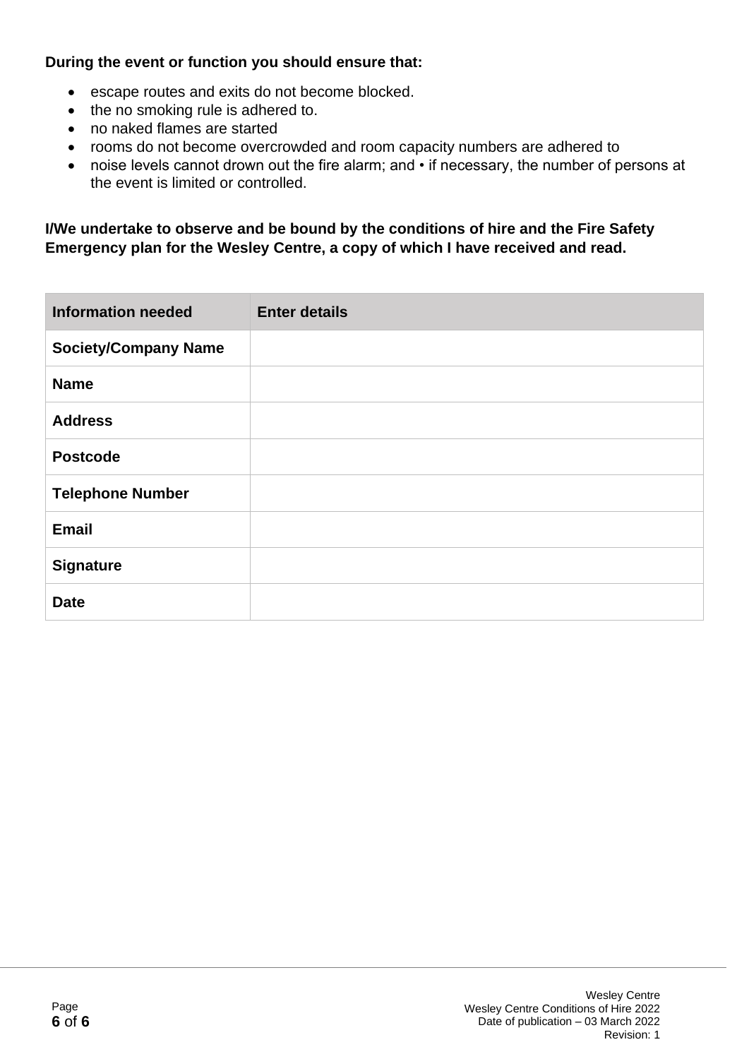**During the event or function you should ensure that:**

- escape routes and exits do not become blocked.
- the no smoking rule is adhered to.
- no naked flames are started
- rooms do not become overcrowded and room capacity numbers are adhered to
- noise levels cannot drown out the fire alarm; and • if necessary, the number of persons at the event is limited or controlled.

**I/We undertake to observe and be bound by the conditions of hire and the Fire Safety Emergency plan for the Wesley Centre, a copy of which I have received and read.**

| Information needed | Enter details |
|---|---|
| **Society/Company Name** | |
| **Name** | |
| **Address** | |
| **Postcode** | |
| **Telephone Number** | |
| **Email** | |
| **Signature** | |
| **Date** | |